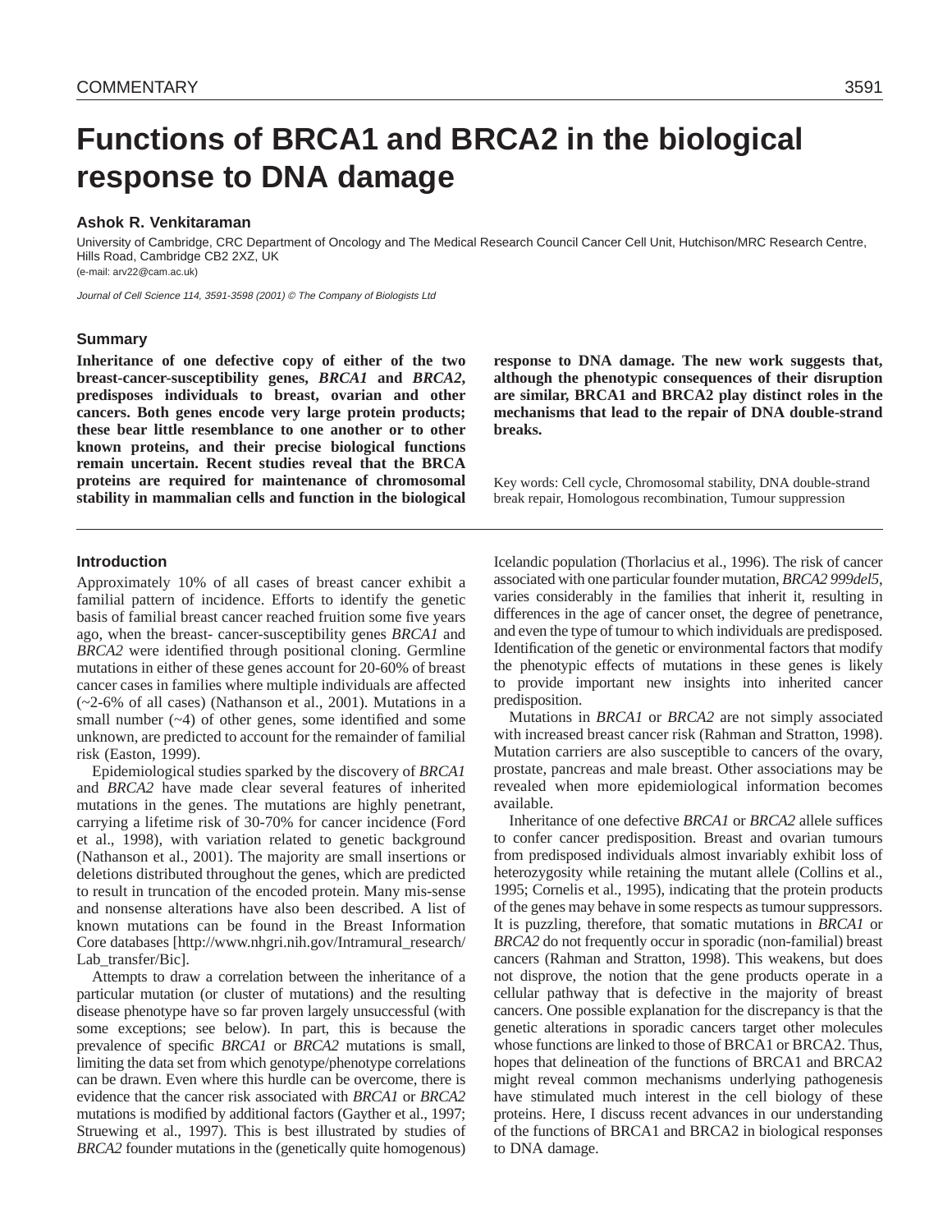# Functions of BRCA1 and BRCA2 in the biological response to DNA damage

**Ashok R. Venkitaraman**

University of Cambridge, CRC Department of Oncology and The Medical Research Council Cancer Cell Unit, Hutchison/MRC Research Centre, Hills Road, Cambridge CB2 2XZ, UK
(e-mail: arv22@cam.ac.uk)

*Journal of Cell Science 114, 3591-3598 (2001) © The Company of Biologists Ltd*

## Summary

**Inheritance of one defective copy of either of the two breast-cancer-susceptibility genes, *BRCA1* and *BRCA2*, predisposes individuals to breast, ovarian and other cancers. Both genes encode very large protein products; these bear little resemblance to one another or to other known proteins, and their precise biological functions remain uncertain. Recent studies reveal that the BRCA proteins are required for maintenance of chromosomal stability in mammalian cells and function in the biological response to DNA damage. The new work suggests that, although the phenotypic consequences of their disruption are similar, BRCA1 and BRCA2 play distinct roles in the mechanisms that lead to the repair of DNA double-strand breaks.**

Key words: Cell cycle, Chromosomal stability, DNA double-strand break repair, Homologous recombination, Tumour suppression

## Introduction

Approximately 10% of all cases of breast cancer exhibit a familial pattern of incidence. Efforts to identify the genetic basis of familial breast cancer reached fruition some five years ago, when the breast- cancer-susceptibility genes *BRCA1* and *BRCA2* were identified through positional cloning. Germline mutations in either of these genes account for 20-60% of breast cancer cases in families where multiple individuals are affected (~2-6% of all cases) (Nathanson et al., 2001). Mutations in a small number (~4) of other genes, some identified and some unknown, are predicted to account for the remainder of familial risk (Easton, 1999).

Epidemiological studies sparked by the discovery of *BRCA1* and *BRCA2* have made clear several features of inherited mutations in the genes. The mutations are highly penetrant, carrying a lifetime risk of 30-70% for cancer incidence (Ford et al., 1998), with variation related to genetic background (Nathanson et al., 2001). The majority are small insertions or deletions distributed throughout the genes, which are predicted to result in truncation of the encoded protein. Many mis-sense and nonsense alterations have also been described. A list of known mutations can be found in the Breast Information Core databases [http://www.nhgri.nih.gov/Intramural_research/Lab_transfer/Bic].

Attempts to draw a correlation between the inheritance of a particular mutation (or cluster of mutations) and the resulting disease phenotype have so far proven largely unsuccessful (with some exceptions; see below). In part, this is because the prevalence of specific *BRCA1* or *BRCA2* mutations is small, limiting the data set from which genotype/phenotype correlations can be drawn. Even where this hurdle can be overcome, there is evidence that the cancer risk associated with *BRCA1* or *BRCA2* mutations is modified by additional factors (Gayther et al., 1997; Struewing et al., 1997). This is best illustrated by studies of *BRCA2* founder mutations in the (genetically quite homogenous) Icelandic population (Thorlacius et al., 1996). The risk of cancer associated with one particular founder mutation, *BRCA2 999del5*, varies considerably in the families that inherit it, resulting in differences in the age of cancer onset, the degree of penetrance, and even the type of tumour to which individuals are predisposed. Identification of the genetic or environmental factors that modify the phenotypic effects of mutations in these genes is likely to provide important new insights into inherited cancer predisposition.

Mutations in *BRCA1* or *BRCA2* are not simply associated with increased breast cancer risk (Rahman and Stratton, 1998). Mutation carriers are also susceptible to cancers of the ovary, prostate, pancreas and male breast. Other associations may be revealed when more epidemiological information becomes available.

Inheritance of one defective *BRCA1* or *BRCA2* allele suffices to confer cancer predisposition. Breast and ovarian tumours from predisposed individuals almost invariably exhibit loss of heterozygosity while retaining the mutant allele (Collins et al., 1995; Cornelis et al., 1995), indicating that the protein products of the genes may behave in some respects as tumour suppressors. It is puzzling, therefore, that somatic mutations in *BRCA1* or *BRCA2* do not frequently occur in sporadic (non-familial) breast cancers (Rahman and Stratton, 1998). This weakens, but does not disprove, the notion that the gene products operate in a cellular pathway that is defective in the majority of breast cancers. One possible explanation for the discrepancy is that the genetic alterations in sporadic cancers target other molecules whose functions are linked to those of BRCA1 or BRCA2. Thus, hopes that delineation of the functions of BRCA1 and BRCA2 might reveal common mechanisms underlying pathogenesis have stimulated much interest in the cell biology of these proteins. Here, I discuss recent advances in our understanding of the functions of BRCA1 and BRCA2 in biological responses to DNA damage.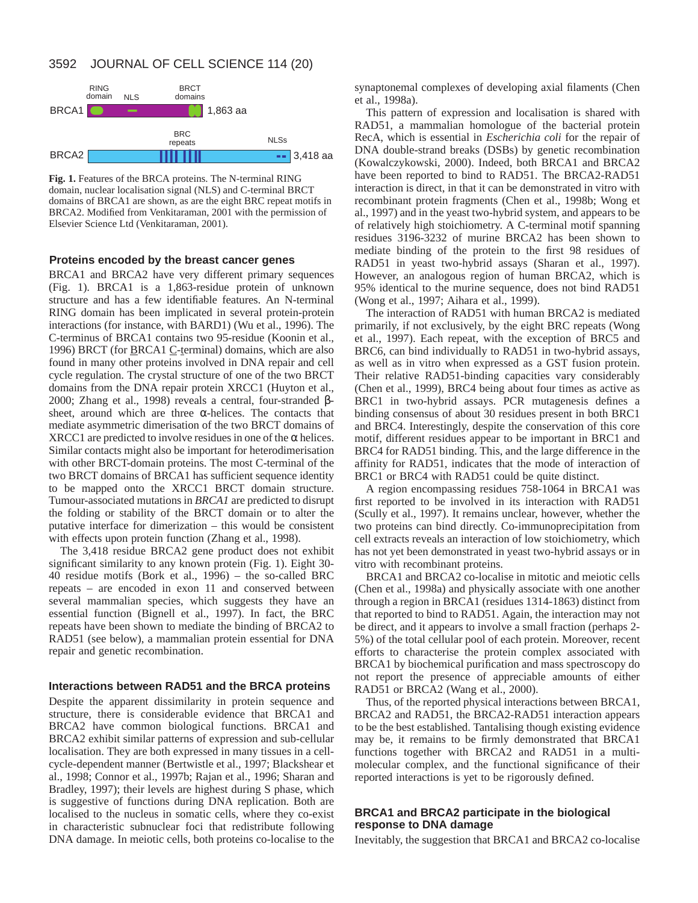Fig. 1. Features of the BRCA proteins. The N-terminal RING domain, nuclear localisation signal (NLS) and C-terminal BRCT domains of BRCA1 are shown, as are the eight BRC repeat motifs in BRCA2. Modified from Venkitaraman, 2001 with the permission of Elsevier Science Ltd (Venkitaraman, 2001).

## Proteins encoded by the breast cancer genes

BRCA1 and BRCA2 have very different primary sequences (Fig. 1). BRCA1 is a 1,863-residue protein of unknown structure and has a few identifiable features. An N-terminal RING domain has been implicated in several protein-protein interactions (for instance, with BARD1) (Wu et al., 1996). The C-terminus of BRCA1 contains two 95-residue (Koonin et al., 1996) BRCT (for BRCA1 C-terminal) domains, which are also found in many other proteins involved in DNA repair and cell cycle regulation. The crystal structure of one of the two BRCT domains from the DNA repair protein XRCC1 (Huyton et al., 2000; Zhang et al., 1998) reveals a central, four-stranded β-sheet, around which are three α-helices. The contacts that mediate asymmetric dimerisation of the two BRCT domains of XRCC1 are predicted to involve residues in one of the α helices. Similar contacts might also be important for heterodimerisation with other BRCT-domain proteins. The most C-terminal of the two BRCT domains of BRCA1 has sufficient sequence identity to be mapped onto the XRCC1 BRCT domain structure. Tumour-associated mutations in *BRCA1* are predicted to disrupt the folding or stability of the BRCT domain or to alter the putative interface for dimerization – this would be consistent with effects upon protein function (Zhang et al., 1998).

The 3,418 residue BRCA2 gene product does not exhibit significant similarity to any known protein (Fig. 1). Eight 30-40 residue motifs (Bork et al., 1996) – the so-called BRC repeats – are encoded in exon 11 and conserved between several mammalian species, which suggests they have an essential function (Bignell et al., 1997). In fact, the BRC repeats have been shown to mediate the binding of BRCA2 to RAD51 (see below), a mammalian protein essential for DNA repair and genetic recombination.

## Interactions between RAD51 and the BRCA proteins

Despite the apparent dissimilarity in protein sequence and structure, there is considerable evidence that BRCA1 and BRCA2 have common biological functions. BRCA1 and BRCA2 exhibit similar patterns of expression and sub-cellular localisation. They are both expressed in many tissues in a cell-cycle-dependent manner (Bertwistle et al., 1997; Blackshear et al., 1998; Connor et al., 1997b; Rajan et al., 1996; Sharan and Bradley, 1997); their levels are highest during S phase, which is suggestive of functions during DNA replication. Both are localised to the nucleus in somatic cells, where they co-exist in characteristic subnuclear foci that redistribute following DNA damage. In meiotic cells, both proteins co-localise to the synaptonemal complexes of developing axial filaments (Chen et al., 1998a).

This pattern of expression and localisation is shared with RAD51, a mammalian homologue of the bacterial protein RecA, which is essential in *Escherichia coli* for the repair of DNA double-strand breaks (DSBs) by genetic recombination (Kowalczykowski, 2000). Indeed, both BRCA1 and BRCA2 have been reported to bind to RAD51. The BRCA2-RAD51 interaction is direct, in that it can be demonstrated in vitro with recombinant protein fragments (Chen et al., 1998b; Wong et al., 1997) and in the yeast two-hybrid system, and appears to be of relatively high stoichiometry. A C-terminal motif spanning residues 3196-3232 of murine BRCA2 has been shown to mediate binding of the protein to the first 98 residues of RAD51 in yeast two-hybrid assays (Sharan et al., 1997). However, an analogous region of human BRCA2, which is 95% identical to the murine sequence, does not bind RAD51 (Wong et al., 1997; Aihara et al., 1999).

The interaction of RAD51 with human BRCA2 is mediated primarily, if not exclusively, by the eight BRC repeats (Wong et al., 1997). Each repeat, with the exception of BRC5 and BRC6, can bind individually to RAD51 in two-hybrid assays, as well as in vitro when expressed as a GST fusion protein. Their relative RAD51-binding capacities vary considerably (Chen et al., 1999), BRC4 being about four times as active as BRC1 in two-hybrid assays. PCR mutagenesis defines a binding consensus of about 30 residues present in both BRC1 and BRC4. Interestingly, despite the conservation of this core motif, different residues appear to be important in BRC1 and BRC4 for RAD51 binding. This, and the large difference in the affinity for RAD51, indicates that the mode of interaction of BRC1 or BRC4 with RAD51 could be quite distinct.

A region encompassing residues 758-1064 in BRCA1 was first reported to be involved in its interaction with RAD51 (Scully et al., 1997). It remains unclear, however, whether the two proteins can bind directly. Co-immunoprecipitation from cell extracts reveals an interaction of low stoichiometry, which has not yet been demonstrated in yeast two-hybrid assays or in vitro with recombinant proteins.

BRCA1 and BRCA2 co-localise in mitotic and meiotic cells (Chen et al., 1998a) and physically associate with one another through a region in BRCA1 (residues 1314-1863) distinct from that reported to bind to RAD51. Again, the interaction may not be direct, and it appears to involve a small fraction (perhaps 2-5%) of the total cellular pool of each protein. Moreover, recent efforts to characterise the protein complex associated with BRCA1 by biochemical purification and mass spectroscopy do not report the presence of appreciable amounts of either RAD51 or BRCA2 (Wang et al., 2000).

Thus, of the reported physical interactions between BRCA1, BRCA2 and RAD51, the BRCA2-RAD51 interaction appears to be the best established. Tantalising though existing evidence may be, it remains to be firmly demonstrated that BRCA1 functions together with BRCA2 and RAD51 in a multi-molecular complex, and the functional significance of their reported interactions is yet to be rigorously defined.

## BRCA1 and BRCA2 participate in the biological response to DNA damage

Inevitably, the suggestion that BRCA1 and BRCA2 co-localise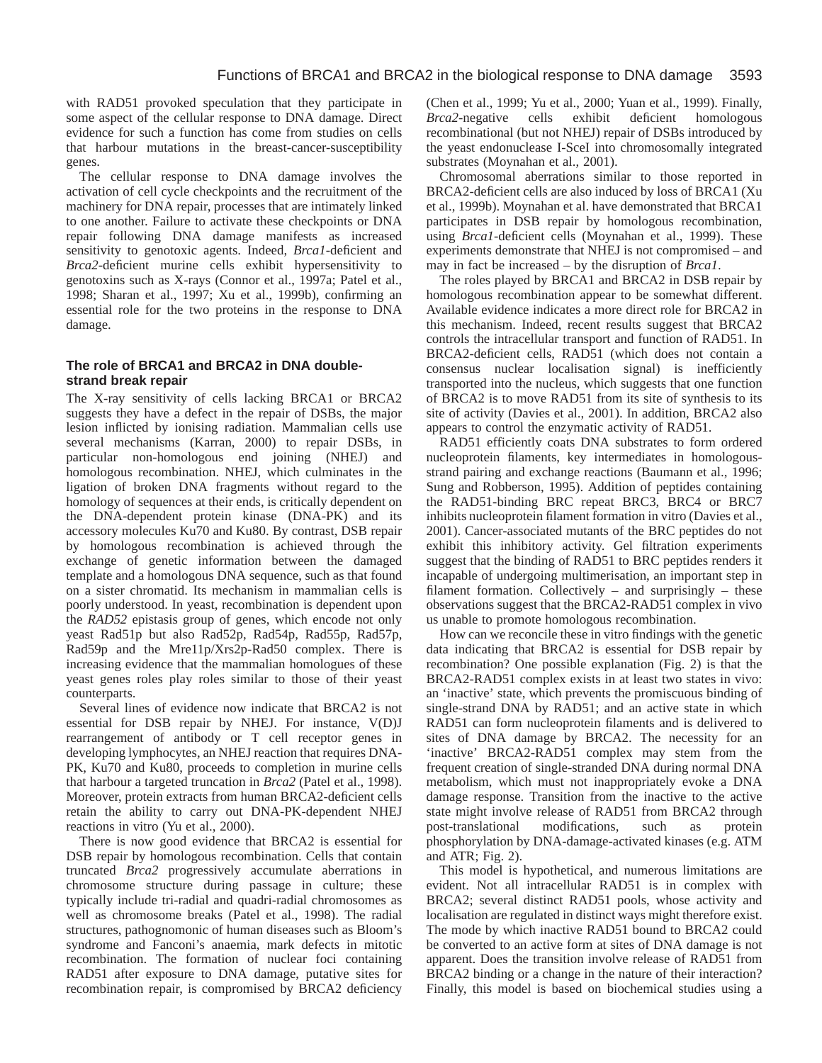with RAD51 provoked speculation that they participate in some aspect of the cellular response to DNA damage. Direct evidence for such a function has come from studies on cells that harbour mutations in the breast-cancer-susceptibility genes.

The cellular response to DNA damage involves the activation of cell cycle checkpoints and the recruitment of the machinery for DNA repair, processes that are intimately linked to one another. Failure to activate these checkpoints or DNA repair following DNA damage manifests as increased sensitivity to genotoxic agents. Indeed, *Brca1*-deficient and *Brca2*-deficient murine cells exhibit hypersensitivity to genotoxins such as X-rays (Connor et al., 1997a; Patel et al., 1998; Sharan et al., 1997; Xu et al., 1999b), confirming an essential role for the two proteins in the response to DNA damage.

## The role of BRCA1 and BRCA2 in DNA double-strand break repair

The X-ray sensitivity of cells lacking BRCA1 or BRCA2 suggests they have a defect in the repair of DSBs, the major lesion inflicted by ionising radiation. Mammalian cells use several mechanisms (Karran, 2000) to repair DSBs, in particular non-homologous end joining (NHEJ) and homologous recombination. NHEJ, which culminates in the ligation of broken DNA fragments without regard to the homology of sequences at their ends, is critically dependent on the DNA-dependent protein kinase (DNA-PK) and its accessory molecules Ku70 and Ku80. By contrast, DSB repair by homologous recombination is achieved through the exchange of genetic information between the damaged template and a homologous DNA sequence, such as that found on a sister chromatid. Its mechanism in mammalian cells is poorly understood. In yeast, recombination is dependent upon the *RAD52* epistasis group of genes, which encode not only yeast Rad51p but also Rad52p, Rad54p, Rad55p, Rad57p, Rad59p and the Mre11p/Xrs2p-Rad50 complex. There is increasing evidence that the mammalian homologues of these yeast genes roles play roles similar to those of their yeast counterparts.

Several lines of evidence now indicate that BRCA2 is not essential for DSB repair by NHEJ. For instance, V(D)J rearrangement of antibody or T cell receptor genes in developing lymphocytes, an NHEJ reaction that requires DNA-PK, Ku70 and Ku80, proceeds to completion in murine cells that harbour a targeted truncation in *Brca2* (Patel et al., 1998). Moreover, protein extracts from human BRCA2-deficient cells retain the ability to carry out DNA-PK-dependent NHEJ reactions in vitro (Yu et al., 2000).

There is now good evidence that BRCA2 is essential for DSB repair by homologous recombination. Cells that contain truncated *Brca2* progressively accumulate aberrations in chromosome structure during passage in culture; these typically include tri-radial and quadri-radial chromosomes as well as chromosome breaks (Patel et al., 1998). The radial structures, pathognomonic of human diseases such as Bloom's syndrome and Fanconi's anaemia, mark defects in mitotic recombination. The formation of nuclear foci containing RAD51 after exposure to DNA damage, putative sites for recombination repair, is compromised by BRCA2 deficiency (Chen et al., 1999; Yu et al., 2000; Yuan et al., 1999). Finally, *Brca2*-negative cells exhibit deficient homologous recombinational (but not NHEJ) repair of DSBs introduced by the yeast endonuclease I-SceI into chromosomally integrated substrates (Moynahan et al., 2001).

Chromosomal aberrations similar to those reported in BRCA2-deficient cells are also induced by loss of BRCA1 (Xu et al., 1999b). Moynahan et al. have demonstrated that BRCA1 participates in DSB repair by homologous recombination, using *Brca1*-deficient cells (Moynahan et al., 1999). These experiments demonstrate that NHEJ is not compromised – and may in fact be increased – by the disruption of *Brca1*.

The roles played by BRCA1 and BRCA2 in DSB repair by homologous recombination appear to be somewhat different. Available evidence indicates a more direct role for BRCA2 in this mechanism. Indeed, recent results suggest that BRCA2 controls the intracellular transport and function of RAD51. In BRCA2-deficient cells, RAD51 (which does not contain a consensus nuclear localisation signal) is inefficiently transported into the nucleus, which suggests that one function of BRCA2 is to move RAD51 from its site of synthesis to its site of activity (Davies et al., 2001). In addition, BRCA2 also appears to control the enzymatic activity of RAD51.

RAD51 efficiently coats DNA substrates to form ordered nucleoprotein filaments, key intermediates in homologous-strand pairing and exchange reactions (Baumann et al., 1996; Sung and Robberson, 1995). Addition of peptides containing the RAD51-binding BRC repeat BRC3, BRC4 or BRC7 inhibits nucleoprotein filament formation in vitro (Davies et al., 2001). Cancer-associated mutants of the BRC peptides do not exhibit this inhibitory activity. Gel filtration experiments suggest that the binding of RAD51 to BRC peptides renders it incapable of undergoing multimerisation, an important step in filament formation. Collectively – and surprisingly – these observations suggest that the BRCA2-RAD51 complex in vivo us unable to promote homologous recombination.

How can we reconcile these in vitro findings with the genetic data indicating that BRCA2 is essential for DSB repair by recombination? One possible explanation (Fig. 2) is that the BRCA2-RAD51 complex exists in at least two states in vivo: an 'inactive' state, which prevents the promiscuous binding of single-strand DNA by RAD51; and an active state in which RAD51 can form nucleoprotein filaments and is delivered to sites of DNA damage by BRCA2. The necessity for an 'inactive' BRCA2-RAD51 complex may stem from the frequent creation of single-stranded DNA during normal DNA metabolism, which must not inappropriately evoke a DNA damage response. Transition from the inactive to the active state might involve release of RAD51 from BRCA2 through post-translational modifications, such as protein phosphorylation by DNA-damage-activated kinases (e.g. ATM and ATR; Fig. 2).

This model is hypothetical, and numerous limitations are evident. Not all intracellular RAD51 is in complex with BRCA2; several distinct RAD51 pools, whose activity and localisation are regulated in distinct ways might therefore exist. The mode by which inactive RAD51 bound to BRCA2 could be converted to an active form at sites of DNA damage is not apparent. Does the transition involve release of RAD51 from BRCA2 binding or a change in the nature of their interaction? Finally, this model is based on biochemical studies using a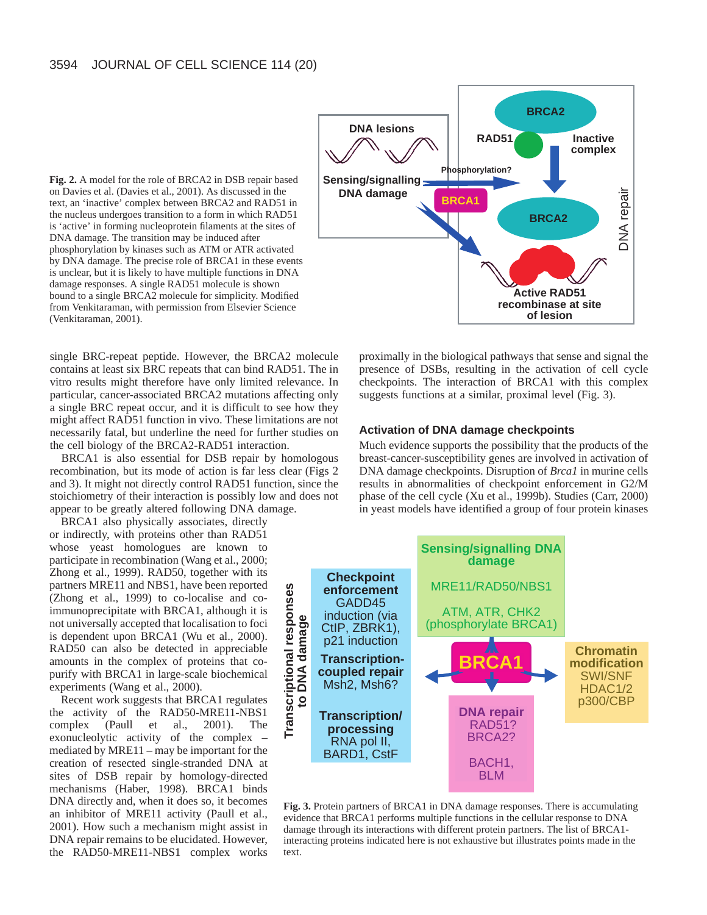Fig. 2. A model for the role of BRCA2 in DSB repair based on Davies et al. (Davies et al., 2001). As discussed in the text, an 'inactive' complex between BRCA2 and RAD51 in the nucleus undergoes transition to a form in which RAD51 is 'active' in forming nucleoprotein filaments at the sites of DNA damage. The transition may be induced after phosphorylation by kinases such as ATM or ATR activated by DNA damage. The precise role of BRCA1 in these events is unclear, but it is likely to have multiple functions in DNA damage responses. A single RAD51 molecule is shown bound to a single BRCA2 molecule for simplicity. Modified from Venkitaraman, with permission from Elsevier Science (Venkitaraman, 2001).

single BRC-repeat peptide. However, the BRCA2 molecule contains at least six BRC repeats that can bind RAD51. The in vitro results might therefore have only limited relevance. In particular, cancer-associated BRCA2 mutations affecting only a single BRC repeat occur, and it is difficult to see how they might affect RAD51 function in vivo. These limitations are not necessarily fatal, but underline the need for further studies on the cell biology of the BRCA2-RAD51 interaction.

BRCA1 is also essential for DSB repair by homologous recombination, but its mode of action is far less clear (Figs 2 and 3). It might not directly control RAD51 function, since the stoichiometry of their interaction is possibly low and does not appear to be greatly altered following DNA damage.

BRCA1 also physically associates, directly or indirectly, with proteins other than RAD51 whose yeast homologues are known to participate in recombination (Wang et al., 2000; Zhong et al., 1999). RAD50, together with its partners MRE11 and NBS1, have been reported (Zhong et al., 1999) to co-localise and co-immunoprecipitate with BRCA1, although it is not universally accepted that localisation to foci is dependent upon BRCA1 (Wu et al., 2000). RAD50 can also be detected in appreciable amounts in the complex of proteins that co-purify with BRCA1 in large-scale biochemical experiments (Wang et al., 2000).

Recent work suggests that BRCA1 regulates the activity of the RAD50-MRE11-NBS1 complex (Paull et al., 2001). The exonucleolytic activity of the complex – mediated by MRE11 – may be important for the creation of resected single-stranded DNA at sites of DSB repair by homology-directed mechanisms (Haber, 1998). BRCA1 binds DNA directly and, when it does so, it becomes an inhibitor of MRE11 activity (Paull et al., 2001). How such a mechanism might assist in DNA repair remains to be elucidated. However, the RAD50-MRE11-NBS1 complex works proximally in the biological pathways that sense and signal the presence of DSBs, resulting in the activation of cell cycle checkpoints. The interaction of BRCA1 with this complex suggests functions at a similar, proximal level (Fig. 3).

### Activation of DNA damage checkpoints

Much evidence supports the possibility that the products of the breast-cancer-susceptibility genes are involved in activation of DNA damage checkpoints. Disruption of *Brca1* in murine cells results in abnormalities of checkpoint enforcement in G2/M phase of the cell cycle (Xu et al., 1999b). Studies (Carr, 2000) in yeast models have identified a group of four protein kinases

Fig. 3. Protein partners of BRCA1 in DNA damage responses. There is accumulating evidence that BRCA1 performs multiple functions in the cellular response to DNA damage through its interactions with different protein partners. The list of BRCA1-interacting proteins indicated here is not exhaustive but illustrates points made in the text.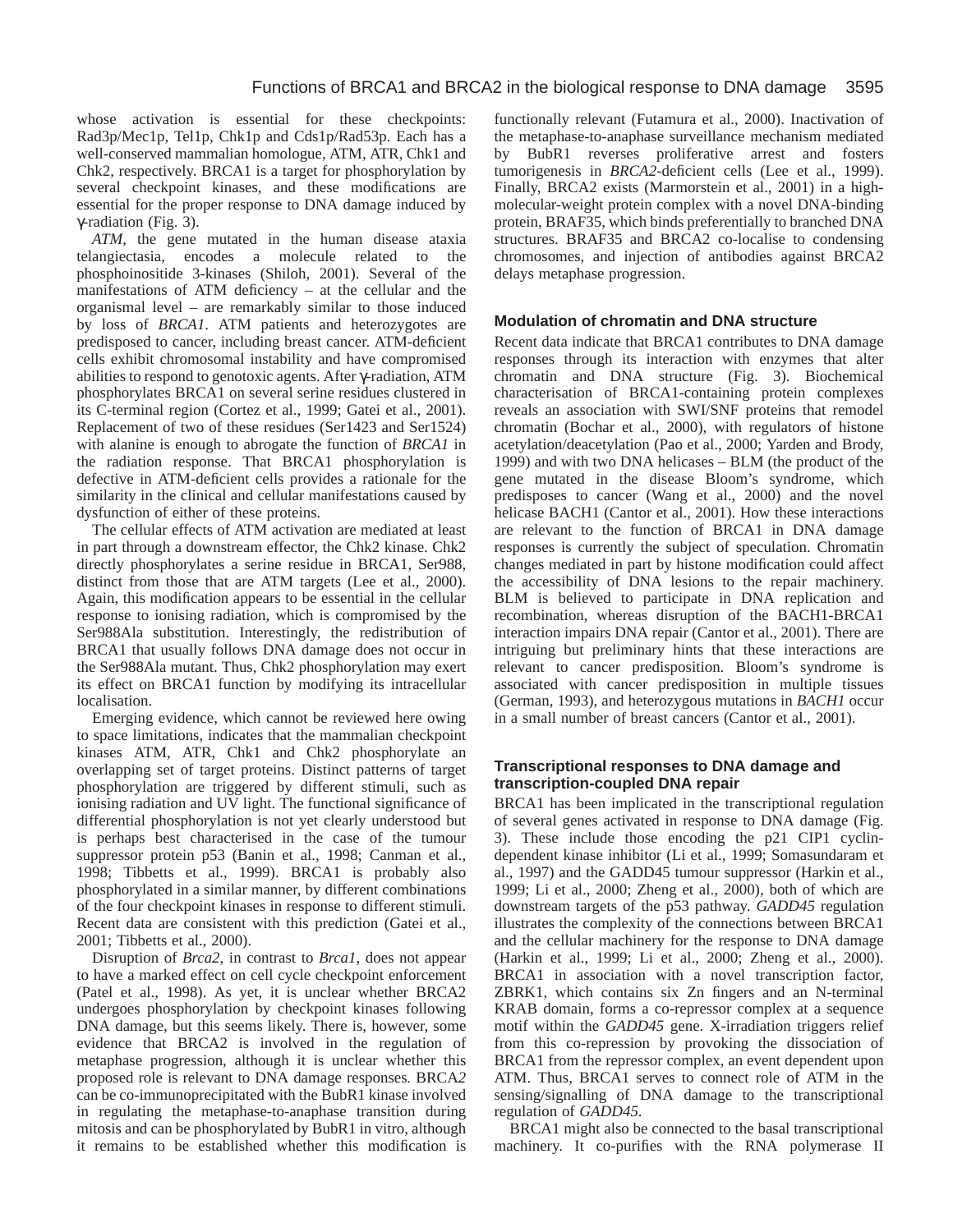whose activation is essential for these checkpoints: Rad3p/Mec1p, Tel1p, Chk1p and Cds1p/Rad53p. Each has a well-conserved mammalian homologue, ATM, ATR, Chk1 and Chk2, respectively. BRCA1 is a target for phosphorylation by several checkpoint kinases, and these modifications are essential for the proper response to DNA damage induced by γ-radiation (Fig. 3).

*ATM*, the gene mutated in the human disease ataxia telangiectasia, encodes a molecule related to the phosphoinositide 3-kinases (Shiloh, 2001). Several of the manifestations of ATM deficiency – at the cellular and the organismal level – are remarkably similar to those induced by loss of *BRCA1*. ATM patients and heterozygotes are predisposed to cancer, including breast cancer. ATM-deficient cells exhibit chromosomal instability and have compromised abilities to respond to genotoxic agents. After γ-radiation, ATM phosphorylates BRCA1 on several serine residues clustered in its C-terminal region (Cortez et al., 1999; Gatei et al., 2001). Replacement of two of these residues (Ser1423 and Ser1524) with alanine is enough to abrogate the function of *BRCA1* in the radiation response. That BRCA1 phosphorylation is defective in ATM-deficient cells provides a rationale for the similarity in the clinical and cellular manifestations caused by dysfunction of either of these proteins.

The cellular effects of ATM activation are mediated at least in part through a downstream effector, the Chk2 kinase. Chk2 directly phosphorylates a serine residue in BRCA1, Ser988, distinct from those that are ATM targets (Lee et al., 2000). Again, this modification appears to be essential in the cellular response to ionising radiation, which is compromised by the Ser988Ala substitution. Interestingly, the redistribution of BRCA1 that usually follows DNA damage does not occur in the Ser988Ala mutant. Thus, Chk2 phosphorylation may exert its effect on BRCA1 function by modifying its intracellular localisation.

Emerging evidence, which cannot be reviewed here owing to space limitations, indicates that the mammalian checkpoint kinases ATM, ATR, Chk1 and Chk2 phosphorylate an overlapping set of target proteins. Distinct patterns of target phosphorylation are triggered by different stimuli, such as ionising radiation and UV light. The functional significance of differential phosphorylation is not yet clearly understood but is perhaps best characterised in the case of the tumour suppressor protein p53 (Banin et al., 1998; Canman et al., 1998; Tibbetts et al., 1999). BRCA1 is probably also phosphorylated in a similar manner, by different combinations of the four checkpoint kinases in response to different stimuli. Recent data are consistent with this prediction (Gatei et al., 2001; Tibbetts et al., 2000).

Disruption of *Brca2*, in contrast to *Brca1*, does not appear to have a marked effect on cell cycle checkpoint enforcement (Patel et al., 1998). As yet, it is unclear whether BRCA2 undergoes phosphorylation by checkpoint kinases following DNA damage, but this seems likely. There is, however, some evidence that BRCA2 is involved in the regulation of metaphase progression, although it is unclear whether this proposed role is relevant to DNA damage responses. BRCA*2* can be co-immunoprecipitated with the BubR1 kinase involved in regulating the metaphase-to-anaphase transition during mitosis and can be phosphorylated by BubR1 in vitro, although it remains to be established whether this modification is functionally relevant (Futamura et al., 2000). Inactivation of the metaphase-to-anaphase surveillance mechanism mediated by BubR1 reverses proliferative arrest and fosters tumorigenesis in *BRCA2*-deficient cells (Lee et al., 1999). Finally, BRCA2 exists (Marmorstein et al., 2001) in a high-molecular-weight protein complex with a novel DNA-binding protein, BRAF35, which binds preferentially to branched DNA structures. BRAF35 and BRCA2 co-localise to condensing chromosomes, and injection of antibodies against BRCA2 delays metaphase progression.

## Modulation of chromatin and DNA structure

Recent data indicate that BRCA1 contributes to DNA damage responses through its interaction with enzymes that alter chromatin and DNA structure (Fig. 3). Biochemical characterisation of BRCA1-containing protein complexes reveals an association with SWI/SNF proteins that remodel chromatin (Bochar et al., 2000), with regulators of histone acetylation/deacetylation (Pao et al., 2000; Yarden and Brody, 1999) and with two DNA helicases – BLM (the product of the gene mutated in the disease Bloom's syndrome, which predisposes to cancer (Wang et al., 2000) and the novel helicase BACH1 (Cantor et al., 2001). How these interactions are relevant to the function of BRCA1 in DNA damage responses is currently the subject of speculation. Chromatin changes mediated in part by histone modification could affect the accessibility of DNA lesions to the repair machinery. BLM is believed to participate in DNA replication and recombination, whereas disruption of the BACH1-BRCA1 interaction impairs DNA repair (Cantor et al., 2001). There are intriguing but preliminary hints that these interactions are relevant to cancer predisposition. Bloom's syndrome is associated with cancer predisposition in multiple tissues (German, 1993), and heterozygous mutations in *BACH1* occur in a small number of breast cancers (Cantor et al., 2001).

## Transcriptional responses to DNA damage and transcription-coupled DNA repair

BRCA1 has been implicated in the transcriptional regulation of several genes activated in response to DNA damage (Fig. 3). These include those encoding the p21 CIP1 cyclin-dependent kinase inhibitor (Li et al., 1999; Somasundaram et al., 1997) and the GADD45 tumour suppressor (Harkin et al., 1999; Li et al., 2000; Zheng et al., 2000), both of which are downstream targets of the p53 pathway. *GADD45* regulation illustrates the complexity of the connections between BRCA1 and the cellular machinery for the response to DNA damage (Harkin et al., 1999; Li et al., 2000; Zheng et al., 2000). BRCA1 in association with a novel transcription factor, ZBRK1, which contains six Zn fingers and an N-terminal KRAB domain, forms a co-repressor complex at a sequence motif within the *GADD45* gene. X-irradiation triggers relief from this co-repression by provoking the dissociation of BRCA1 from the repressor complex, an event dependent upon ATM. Thus, BRCA1 serves to connect role of ATM in the sensing/signalling of DNA damage to the transcriptional regulation of *GADD45*.

BRCA1 might also be connected to the basal transcriptional machinery. It co-purifies with the RNA polymerase II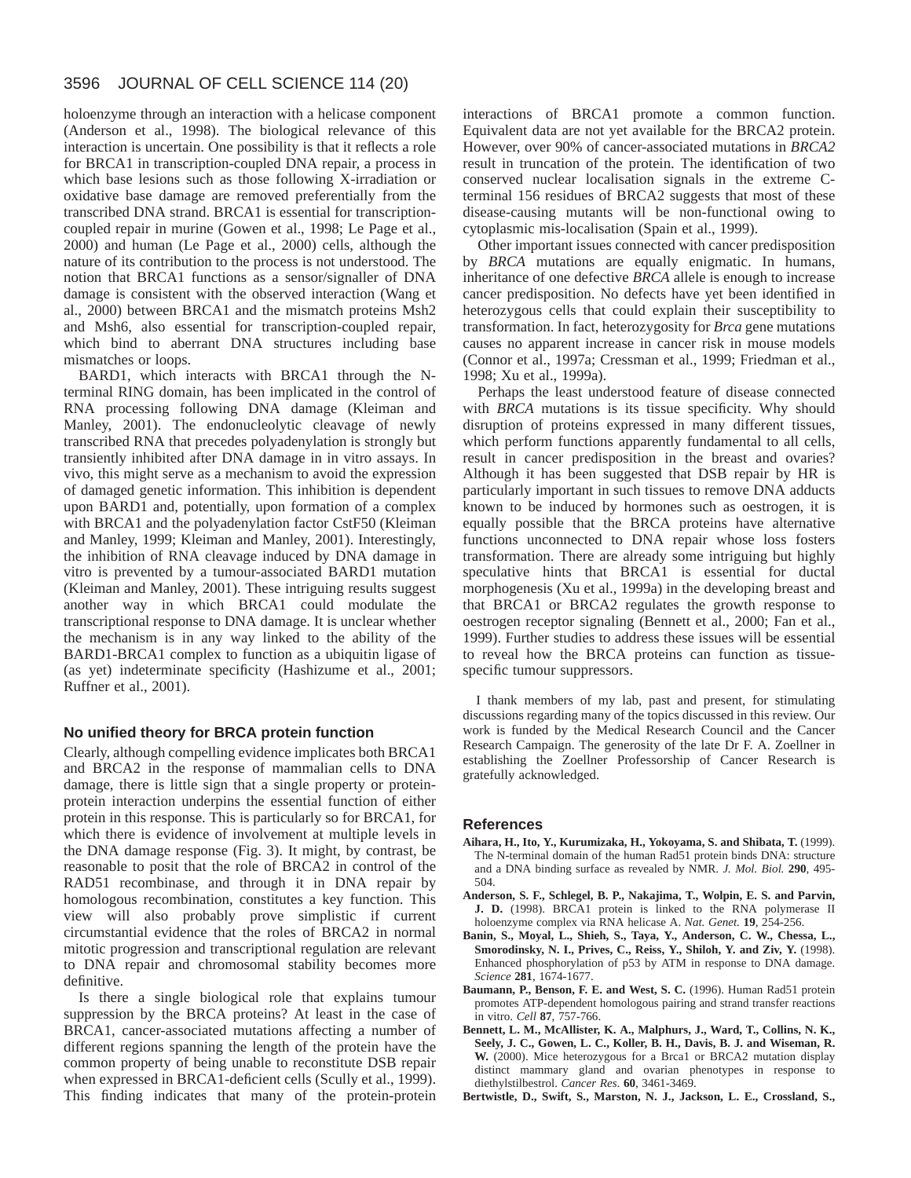holoenzyme through an interaction with a helicase component (Anderson et al., 1998). The biological relevance of this interaction is uncertain. One possibility is that it reflects a role for BRCA1 in transcription-coupled DNA repair, a process in which base lesions such as those following X-irradiation or oxidative base damage are removed preferentially from the transcribed DNA strand. BRCA1 is essential for transcription-coupled repair in murine (Gowen et al., 1998; Le Page et al., 2000) and human (Le Page et al., 2000) cells, although the nature of its contribution to the process is not understood. The notion that BRCA1 functions as a sensor/signaller of DNA damage is consistent with the observed interaction (Wang et al., 2000) between BRCA1 and the mismatch proteins Msh2 and Msh6, also essential for transcription-coupled repair, which bind to aberrant DNA structures including base mismatches or loops.

BARD1, which interacts with BRCA1 through the N-terminal RING domain, has been implicated in the control of RNA processing following DNA damage (Kleiman and Manley, 2001). The endonucleolytic cleavage of newly transcribed RNA that precedes polyadenylation is strongly but transiently inhibited after DNA damage in in vitro assays. In vivo, this might serve as a mechanism to avoid the expression of damaged genetic information. This inhibition is dependent upon BARD1 and, potentially, upon formation of a complex with BRCA1 and the polyadenylation factor CstF50 (Kleiman and Manley, 1999; Kleiman and Manley, 2001). Interestingly, the inhibition of RNA cleavage induced by DNA damage in vitro is prevented by a tumour-associated BARD1 mutation (Kleiman and Manley, 2001). These intriguing results suggest another way in which BRCA1 could modulate the transcriptional response to DNA damage. It is unclear whether the mechanism is in any way linked to the ability of the BARD1-BRCA1 complex to function as a ubiquitin ligase of (as yet) indeterminate specificity (Hashizume et al., 2001; Ruffner et al., 2001).

### No unified theory for BRCA protein function

Clearly, although compelling evidence implicates both BRCA1 and BRCA2 in the response of mammalian cells to DNA damage, there is little sign that a single property or protein-protein interaction underpins the essential function of either protein in this response. This is particularly so for BRCA1, for which there is evidence of involvement at multiple levels in the DNA damage response (Fig. 3). It might, by contrast, be reasonable to posit that the role of BRCA2 in control of the RAD51 recombinase, and through it in DNA repair by homologous recombination, constitutes a key function. This view will also probably prove simplistic if current circumstantial evidence that the roles of BRCA2 in normal mitotic progression and transcriptional regulation are relevant to DNA repair and chromosomal stability becomes more definitive.

Is there a single biological role that explains tumour suppression by the BRCA proteins? At least in the case of BRCA1, cancer-associated mutations affecting a number of different regions spanning the length of the protein have the common property of being unable to reconstitute DSB repair when expressed in BRCA1-deficient cells (Scully et al., 1999). This finding indicates that many of the protein-protein interactions of BRCA1 promote a common function. Equivalent data are not yet available for the BRCA2 protein. However, over 90% of cancer-associated mutations in *BRCA2* result in truncation of the protein. The identification of two conserved nuclear localisation signals in the extreme C-terminal 156 residues of BRCA2 suggests that most of these disease-causing mutants will be non-functional owing to cytoplasmic mis-localisation (Spain et al., 1999).

Other important issues connected with cancer predisposition by *BRCA* mutations are equally enigmatic. In humans, inheritance of one defective *BRCA* allele is enough to increase cancer predisposition. No defects have yet been identified in heterozygous cells that could explain their susceptibility to transformation. In fact, heterozygosity for *Brca* gene mutations causes no apparent increase in cancer risk in mouse models (Connor et al., 1997a; Cressman et al., 1999; Friedman et al., 1998; Xu et al., 1999a).

Perhaps the least understood feature of disease connected with *BRCA* mutations is its tissue specificity. Why should disruption of proteins expressed in many different tissues, which perform functions apparently fundamental to all cells, result in cancer predisposition in the breast and ovaries? Although it has been suggested that DSB repair by HR is particularly important in such tissues to remove DNA adducts known to be induced by hormones such as oestrogen, it is equally possible that the BRCA proteins have alternative functions unconnected to DNA repair whose loss fosters transformation. There are already some intriguing but highly speculative hints that BRCA1 is essential for ductal morphogenesis (Xu et al., 1999a) in the developing breast and that BRCA1 or BRCA2 regulates the growth response to oestrogen receptor signaling (Bennett et al., 2000; Fan et al., 1999). Further studies to address these issues will be essential to reveal how the BRCA proteins can function as tissue-specific tumour suppressors.

I thank members of my lab, past and present, for stimulating discussions regarding many of the topics discussed in this review. Our work is funded by the Medical Research Council and the Cancer Research Campaign. The generosity of the late Dr F. A. Zoellner in establishing the Zoellner Professorship of Cancer Research is gratefully acknowledged.

### References

**Aihara, H., Ito, Y., Kurumizaka, H., Yokoyama, S. and Shibata, T.** (1999). The N-terminal domain of the human Rad51 protein binds DNA: structure and a DNA binding surface as revealed by NMR. *J. Mol. Biol.* **290**, 495-504.

**Anderson, S. F., Schlegel, B. P., Nakajima, T., Wolpin, E. S. and Parvin, J. D.** (1998). BRCA1 protein is linked to the RNA polymerase II holoenzyme complex via RNA helicase A. *Nat. Genet.* **19**, 254-256.

**Banin, S., Moyal, L., Shieh, S., Taya, Y., Anderson, C. W., Chessa, L., Smorodinsky, N. I., Prives, C., Reiss, Y., Shiloh, Y. and Ziv, Y.** (1998). Enhanced phosphorylation of p53 by ATM in response to DNA damage. *Science* **281**, 1674-1677.

**Baumann, P., Benson, F. E. and West, S. C.** (1996). Human Rad51 protein promotes ATP-dependent homologous pairing and strand transfer reactions in vitro. *Cell* **87**, 757-766.

**Bennett, L. M., McAllister, K. A., Malphurs, J., Ward, T., Collins, N. K., Seely, J. C., Gowen, L. C., Koller, B. H., Davis, B. J. and Wiseman, R. W.** (2000). Mice heterozygous for a Brca1 or BRCA2 mutation display distinct mammary gland and ovarian phenotypes in response to diethylstilbestrol. *Cancer Res.* **60**, 3461-3469.

**Bertwistle, D., Swift, S., Marston, N. J., Jackson, L. E., Crossland, S.,**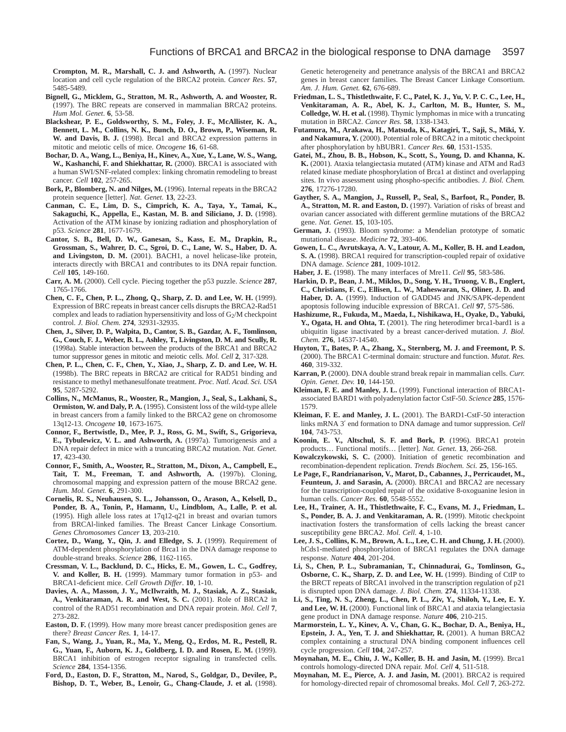**Crompton, M. R., Marshall, C. J. and Ashworth, A.** (1997). Nuclear location and cell cycle regulation of the BRCA2 protein. *Cancer Res*. **57**, 5485-5489.

**Bignell, G., Micklem, G., Stratton, M. R., Ashworth, A. and Wooster, R.** (1997). The BRC repeats are conserved in mammalian BRCA2 proteins. *Hum Mol. Genet*. **6**, 53-58.

**Blackshear, P. E., Goldsworthy, S. M., Foley, J. F., McAllister, K. A., Bennett, L. M., Collins, N. K., Bunch, D. O., Brown, P., Wiseman, R. W. and Davis, B. J.** (1998). Brca1 and BRCA2 expression patterns in mitotic and meiotic cells of mice. *Oncogene* **16**, 61-68.

**Bochar, D. A., Wang, L., Beniya, H., Kinev, A., Xue, Y., Lane, W. S., Wang, W., Kashanchi, F. and Shiekhattar, R.** (2000). BRCA1 is associated with a human SWI/SNF-related complex: linking chromatin remodeling to breast cancer. *Cell* **102**, 257-265.

**Bork, P., Blomberg, N. and Nilges, M.** (1996). Internal repeats in the BRCA2 protein sequence [letter]. *Nat. Genet.* **13**, 22-23.

**Canman, C. E., Lim, D. S., Cimprich, K. A., Taya, Y., Tamai, K., Sakaguchi, K., Appella, E., Kastan, M. B. and Siliciano, J. D.** (1998). Activation of the ATM kinase by ionizing radiation and phosphorylation of p53. *Science* **281**, 1677-1679.

**Cantor, S. B., Bell, D. W., Ganesan, S., Kass, E. M., Drapkin, R., Grossman, S., Wahrer, D. C., Sgroi, D. C., Lane, W. S., Haber, D. A. and Livingston, D. M.** (2001). BACH1, a novel helicase-like protein, interacts directly with BRCA1 and contributes to its DNA repair function. *Cell* **105**, 149-160.

**Carr, A. M.** (2000). Cell cycle. Piecing together the p53 puzzle. *Science* **287**, 1765-1766.

**Chen, C. F., Chen, P. L., Zhong, Q., Sharp, Z. D. and Lee, W. H.** (1999). Expression of BRC repeats in breast cancer cells disrupts the BRCA2-Rad51 complex and leads to radiation hypersensitivity and loss of $G_2$/M checkpoint control. *J. Biol. Chem.* **274**, 32931-32935.

**Chen, J., Silver, D. P., Walpita, D., Cantor, S. B., Gazdar, A. F., Tomlinson, G., Couch, F. J., Weber, B. L., Ashley, T., Livingston, D. M. and Scully, R.** (1998a). Stable interaction between the products of the BRCA1 and BRCA2 tumor suppressor genes in mitotic and meiotic cells. *Mol. Cell* **2**, 317-328.

**Chen, P. L., Chen, C. F., Chen, Y., Xiao, J., Sharp, Z. D. and Lee, W. H.** (1998b). The BRC repeats in BRCA2 are critical for RAD51 binding and resistance to methyl methanesulfonate treatment. *Proc. Natl. Acad. Sci. USA* **95**, 5287-5292.

**Collins, N., McManus, R., Wooster, R., Mangion, J., Seal, S., Lakhani, S., Ormiston, W. and Daly, P. A.** (1995). Consistent loss of the wild-type allele in breast cancers from a family linked to the BRCA2 gene on chromosome 13q12-13. *Oncogene* **10**, 1673-1675.

**Connor, F., Bertwistle, D., Mee, P. J., Ross, G. M., Swift, S., Grigorieva, E., Tybulewicz, V. L. and Ashworth, A.** (1997a). Tumorigenesis and a DNA repair defect in mice with a truncating BRCA2 mutation. *Nat. Genet.* **17**, 423-430.

**Connor, F., Smith, A., Wooster, R., Stratton, M., Dixon, A., Campbell, E., Tait, T. M., Freeman, T. and Ashworth, A.** (1997b). Cloning, chromosomal mapping and expression pattern of the mouse BRCA2 gene. *Hum. Mol. Genet.* **6**, 291-300.

**Cornelis, R. S., Neuhausen, S. L., Johansson, O., Arason, A., Kelsell, D., Ponder, B. A., Tonin, P., Hamann, U., Lindblom, A., Lalle, P. et al.** (1995). High allele loss rates at 17q12-q21 in breast and ovarian tumors from BRCAl-linked families. The Breast Cancer Linkage Consortium. *Genes Chromosomes Cancer* **13**, 203-210.

**Cortez, D., Wang, Y., Qin, J. and Elledge, S. J.** (1999). Requirement of ATM-dependent phosphorylation of Brca1 in the DNA damage response to double-strand breaks. *Science* **286**, 1162-1165.

**Cressman, V. L., Backlund, D. C., Hicks, E. M., Gowen, L. C., Godfrey, V. and Koller, B. H.** (1999). Mammary tumor formation in p53- and BRCA1-deficient mice. *Cell Growth Differ*. **10**, 1-10.

**Davies, A. A., Masson, J. Y., McIlwraith, M. J., Stasiak, A. Z., Stasiak, A., Venkitaraman, A. R. and West, S. C.** (2001). Role of BRCA2 in control of the RAD51 recombination and DNA repair protein. *Mol. Cell* **7**, 273-282.

**Easton, D. F.** (1999). How many more breast cancer predisposition genes are there? *Breast Cancer Res.* **1**, 14-17.

**Fan, S., Wang, J., Yuan, R., Ma, Y., Meng, Q., Erdos, M. R., Pestell, R. G., Yuan, F., Auborn, K. J., Goldberg, I. D. and Rosen, E. M.** (1999). BRCA1 inhibition of estrogen receptor signaling in transfected cells. *Science* **284**, 1354-1356.

**Ford, D., Easton, D. F., Stratton, M., Narod, S., Goldgar, D., Devilee, P., Bishop, D. T., Weber, B., Lenoir, G., Chang-Claude, J. et al.** (1998). Genetic heterogeneity and penetrance analysis of the BRCA1 and BRCA2 genes in breast cancer families. The Breast Cancer Linkage Consortium. *Am. J. Hum. Genet.* **62**, 676-689.

**Friedman, L. S., Thistlethwaite, F. C., Patel, K. J., Yu, V. P. C. C., Lee, H., Venkitaraman, A. R., Abel, K. J., Carlton, M. B., Hunter, S. M., Colledge, W. H. et al.** (1998). Thymic lymphomas in mice with a truncating mutation in BRCA2. *Cancer Res.* **58**, 1338-1343.

**Futamura, M., Arakawa, H., Matsuda, K., Katagiri, T., Saji, S., Miki, Y. and Nakamura, Y.** (2000). Potential role of BRCA2 in a mitotic checkpoint after phosphorylation by hBUBR1. *Cancer Res.* **60**, 1531-1535.

**Gatei, M., Zhou, B. B., Hobson, K., Scott, S., Young, D. and Khanna, K. K.** (2001). Ataxia telangiectasia mutated (ATM) kinase and ATM and Rad3 related kinase mediate phosphorylation of Brca1 at distinct and overlapping sites. In vivo assessment using phospho-specific antibodies. *J. Biol. Chem.* **276**, 17276-17280.

**Gayther, S. A., Mangion, J., Russell, P., Seal, S., Barfoot, R., Ponder, B. A., Stratton, M. R. and Easton, D.** (1997). Variation of risks of breast and ovarian cancer associated with different germline mutations of the BRCA2 gene. *Nat. Genet.* **15**, 103-105.

**German, J.** (1993). Bloom syndrome: a Mendelian prototype of somatic mutational disease. *Medicine* **72**, 393-406.

**Gowen, L. C., Avrutskaya, A. V., Latour, A. M., Koller, B. H. and Leadon, S. A.** (1998). BRCA1 required for transcription-coupled repair of oxidative DNA damage. *Science* **281**, 1009-1012.

**Haber, J. E.** (1998). The many interfaces of Mre11. *Cell* **95**, 583-586.

**Harkin, D. P., Bean, J. M., Miklos, D., Song, Y. H., Truong, V. B., Englert, C., Christians, F. C., Ellisen, L. W., Maheswaran, S., Oliner, J. D. and Haber, D. A.** (1999). Induction of GADD45 and JNK/SAPK-dependent apoptosis following inducible expression of BRCA1. *Cell* **97**, 575-586.

**Hashizume, R., Fukuda, M., Maeda, I., Nishikawa, H., Oyake, D., Yabuki, Y., Ogata, H. and Ohta, T.** (2001). The ring heterodimer brca1-bard1 is a ubiquitin ligase inactivated by a breast cancer-derived mutation. *J. Biol. Chem.* **276**, 14537-14540.

**Huyton, T., Bates, P. A., Zhang, X., Sternberg, M. J. and Freemont, P. S.** (2000). The BRCA1 C-terminal domain: structure and function. *Mutat. Res.* **460**, 319-332.

**Karran, P.** (2000). DNA double strand break repair in mammalian cells. *Curr. Opin. Genet. Dev.* **10**, 144-150.

**Kleiman, F. E. and Manley, J. L.** (1999). Functional interaction of BRCA1-associated BARD1 with polyadenylation factor CstF-50. *Science* **285**, 1576-1579.

**Kleiman, F. E. and Manley, J. L.** (2001). The BARD1-CstF-50 interaction links mRNA 3′ end formation to DNA damage and tumor suppression. *Cell* **104**, 743-753.

**Koonin, E. V., Altschul, S. F. and Bork, P.** (1996). BRCA1 protein products… Functional motifs… [letter]. *Nat. Genet.* **13**, 266-268.

**Kowalczykowski, S. C.** (2000). Initiation of genetic recombination and recombination-dependent replication. *Trends Biochem. Sci.* **25**, 156-165.

**Le Page, F., Randrianarison, V., Marot, D., Cabannes, J., Perricaudet, M., Feunteun, J. and Sarasin, A.** (2000). BRCA1 and BRCA2 are necessary for the transcription-coupled repair of the oxidative 8-oxoguanine lesion in human cells. *Cancer Res.* **60**, 5548-5552.

**Lee, H., Trainer, A. H., Thistlethwaite, F. C., Evans, M. J., Friedman, L. S., Ponder, B. A. J. and Venkitaraman, A. R.** (1999). Mitotic checkpoint inactivation fosters the transformation of cells lacking the breast cancer susceptibility gene BRCA2. *Mol. Cell.* **4**, 1-10.

**Lee, J. S., Collins, K. M., Brown, A. L., Lee, C. H. and Chung, J. H.** (2000). hCds1-mediated phosphorylation of BRCA1 regulates the DNA damage response. *Nature* **404**, 201-204.

**Li, S., Chen, P. L., Subramanian, T., Chinnadurai, G., Tomlinson, G., Osborne, C. K., Sharp, Z. D. and Lee, W. H.** (1999). Binding of CtIP to the BRCT repeats of BRCA1 involved in the transcription regulation of p21 is disrupted upon DNA damage. *J. Biol. Chem.* **274**, 11334-11338.

**Li, S., Ting, N. S., Zheng, L., Chen, P. L., Ziv, Y., Shiloh, Y., Lee, E. Y. and Lee, W. H.** (2000). Functional link of BRCA1 and ataxia telangiectasia gene product in DNA damage response. *Nature* **406**, 210-215.

**Marmorstein, L. Y., Kinev, A. V., Chan, G. K., Bochar, D. A., Beniya, H., Epstein, J. A., Yen, T. J. and Shiekhattar, R.** (2001). A human BRCA2 complex containing a structural DNA binding component influences cell cycle progression. *Cell* **104**, 247-257.

**Moynahan, M. E., Chiu, J. W., Koller, B. H. and Jasin, M.** (1999). Brca1 controls homology-directed DNA repair. *Mol. Cell* **4**, 511-518.

**Moynahan, M. E., Pierce, A. J. and Jasin, M.** (2001). BRCA2 is required for homology-directed repair of chromosomal breaks. *Mol. Cell* **7**, 263-272.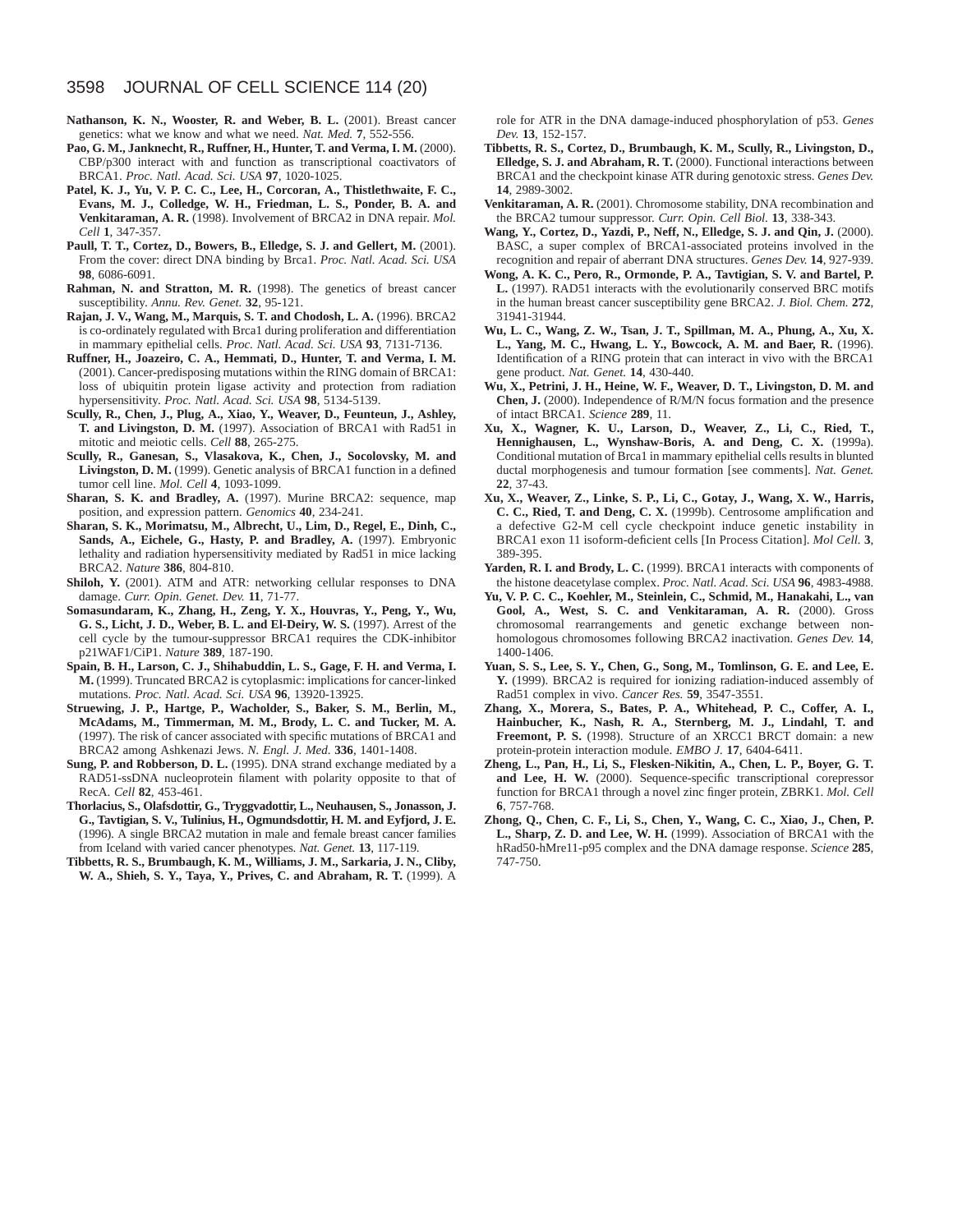**Nathanson, K. N., Wooster, R. and Weber, B. L.** (2001). Breast cancer genetics: what we know and what we need. *Nat. Med.* **7**, 552-556.

**Pao, G. M., Janknecht, R., Ruffner, H., Hunter, T. and Verma, I. M.** (2000). CBP/p300 interact with and function as transcriptional coactivators of BRCA1. *Proc. Natl. Acad. Sci. USA* **97**, 1020-1025.

**Patel, K. J., Yu, V. P. C. C., Lee, H., Corcoran, A., Thistlethwaite, F. C., Evans, M. J., Colledge, W. H., Friedman, L. S., Ponder, B. A. and Venkitaraman, A. R.** (1998). Involvement of BRCA2 in DNA repair. *Mol. Cell* **1**, 347-357.

**Paull, T. T., Cortez, D., Bowers, B., Elledge, S. J. and Gellert, M.** (2001). From the cover: direct DNA binding by Brca1. *Proc. Natl. Acad. Sci. USA* **98**, 6086-6091.

**Rahman, N. and Stratton, M. R.** (1998). The genetics of breast cancer susceptibility. *Annu. Rev. Genet.* **32**, 95-121.

**Rajan, J. V., Wang, M., Marquis, S. T. and Chodosh, L. A.** (1996). BRCA2 is co-ordinately regulated with Brca1 during proliferation and differentiation in mammary epithelial cells. *Proc. Natl. Acad. Sci. USA* **93**, 7131-7136.

**Ruffner, H., Joazeiro, C. A., Hemmati, D., Hunter, T. and Verma, I. M.** (2001). Cancer-predisposing mutations within the RING domain of BRCA1: loss of ubiquitin protein ligase activity and protection from radiation hypersensitivity. *Proc. Natl. Acad. Sci. USA* **98**, 5134-5139.

**Scully, R., Chen, J., Plug, A., Xiao, Y., Weaver, D., Feunteun, J., Ashley, T. and Livingston, D. M.** (1997). Association of BRCA1 with Rad51 in mitotic and meiotic cells. *Cell* **88**, 265-275.

**Scully, R., Ganesan, S., Vlasakova, K., Chen, J., Socolovsky, M. and Livingston, D. M.** (1999). Genetic analysis of BRCA1 function in a defined tumor cell line. *Mol. Cell* **4**, 1093-1099.

**Sharan, S. K. and Bradley, A.** (1997). Murine BRCA2: sequence, map position, and expression pattern. *Genomics* **40**, 234-241.

**Sharan, S. K., Morimatsu, M., Albrecht, U., Lim, D., Regel, E., Dinh, C., Sands, A., Eichele, G., Hasty, P. and Bradley, A.** (1997). Embryonic lethality and radiation hypersensitivity mediated by Rad51 in mice lacking BRCA2. *Nature* **386**, 804-810.

**Shiloh, Y.** (2001). ATM and ATR: networking cellular responses to DNA damage. *Curr. Opin. Genet. Dev.* **11**, 71-77.

**Somasundaram, K., Zhang, H., Zeng, Y. X., Houvras, Y., Peng, Y., Wu, G. S., Licht, J. D., Weber, B. L. and El-Deiry, W. S.** (1997). Arrest of the cell cycle by the tumour-suppressor BRCA1 requires the CDK-inhibitor p21WAF1/CiP1. *Nature* **389**, 187-190.

**Spain, B. H., Larson, C. J., Shihabuddin, L. S., Gage, F. H. and Verma, I. M.** (1999). Truncated BRCA2 is cytoplasmic: implications for cancer-linked mutations. *Proc. Natl. Acad. Sci. USA* **96**, 13920-13925.

**Struewing, J. P., Hartge, P., Wacholder, S., Baker, S. M., Berlin, M., McAdams, M., Timmerman, M. M., Brody, L. C. and Tucker, M. A.** (1997). The risk of cancer associated with specific mutations of BRCA1 and BRCA2 among Ashkenazi Jews. *N. Engl. J. Med.* **336**, 1401-1408.

**Sung, P. and Robberson, D. L.** (1995). DNA strand exchange mediated by a RAD51-ssDNA nucleoprotein filament with polarity opposite to that of RecA. *Cell* **82**, 453-461.

**Thorlacius, S., Olafsdottir, G., Tryggvadottir, L., Neuhausen, S., Jonasson, J. G., Tavtigian, S. V., Tulinius, H., Ogmundsdottir, H. M. and Eyfjord, J. E.** (1996). A single BRCA2 mutation in male and female breast cancer families from Iceland with varied cancer phenotypes. *Nat. Genet.* **13**, 117-119.

**Tibbetts, R. S., Brumbaugh, K. M., Williams, J. M., Sarkaria, J. N., Cliby, W. A., Shieh, S. Y., Taya, Y., Prives, C. and Abraham, R. T.** (1999). A role for ATR in the DNA damage-induced phosphorylation of p53. *Genes Dev.* **13**, 152-157.

**Tibbetts, R. S., Cortez, D., Brumbaugh, K. M., Scully, R., Livingston, D., Elledge, S. J. and Abraham, R. T.** (2000). Functional interactions between BRCA1 and the checkpoint kinase ATR during genotoxic stress. *Genes Dev.* **14**, 2989-3002.

**Venkitaraman, A. R.** (2001). Chromosome stability, DNA recombination and the BRCA2 tumour suppressor. *Curr. Opin. Cell Biol.* **13**, 338-343.

**Wang, Y., Cortez, D., Yazdi, P., Neff, N., Elledge, S. J. and Qin, J.** (2000). BASC, a super complex of BRCA1-associated proteins involved in the recognition and repair of aberrant DNA structures. *Genes Dev.* **14**, 927-939.

**Wong, A. K. C., Pero, R., Ormonde, P. A., Tavtigian, S. V. and Bartel, P. L.** (1997). RAD51 interacts with the evolutionarily conserved BRC motifs in the human breast cancer susceptibility gene BRCA2. *J. Biol. Chem.* **272**, 31941-31944.

**Wu, L. C., Wang, Z. W., Tsan, J. T., Spillman, M. A., Phung, A., Xu, X. L., Yang, M. C., Hwang, L. Y., Bowcock, A. M. and Baer, R.** (1996). Identification of a RING protein that can interact in vivo with the BRCA1 gene product. *Nat. Genet.* **14**, 430-440.

**Wu, X., Petrini, J. H., Heine, W. F., Weaver, D. T., Livingston, D. M. and Chen, J.** (2000). Independence of R/M/N focus formation and the presence of intact BRCA1. *Science* **289**, 11.

**Xu, X., Wagner, K. U., Larson, D., Weaver, Z., Li, C., Ried, T., Hennighausen, L., Wynshaw-Boris, A. and Deng, C. X.** (1999a). Conditional mutation of Brca1 in mammary epithelial cells results in blunted ductal morphogenesis and tumour formation [see comments]. *Nat. Genet.* **22**, 37-43.

**Xu, X., Weaver, Z., Linke, S. P., Li, C., Gotay, J., Wang, X. W., Harris, C. C., Ried, T. and Deng, C. X.** (1999b). Centrosome amplification and a defective G2-M cell cycle checkpoint induce genetic instability in BRCA1 exon 11 isoform-deficient cells [In Process Citation]. *Mol Cell.* **3**, 389-395.

**Yarden, R. I. and Brody, L. C.** (1999). BRCA1 interacts with components of the histone deacetylase complex. *Proc. Natl. Acad. Sci. USA* **96**, 4983-4988.

**Yu, V. P. C. C., Koehler, M., Steinlein, C., Schmid, M., Hanakahi, L., van Gool, A., West, S. C. and Venkitaraman, A. R.** (2000). Gross chromosomal rearrangements and genetic exchange between non-homologous chromosomes following BRCA2 inactivation. *Genes Dev.* **14**, 1400-1406.

**Yuan, S. S., Lee, S. Y., Chen, G., Song, M., Tomlinson, G. E. and Lee, E. Y.** (1999). BRCA2 is required for ionizing radiation-induced assembly of Rad51 complex in vivo. *Cancer Res.* **59**, 3547-3551.

**Zhang, X., Morera, S., Bates, P. A., Whitehead, P. C., Coffer, A. I., Hainbucher, K., Nash, R. A., Sternberg, M. J., Lindahl, T. and Freemont, P. S.** (1998). Structure of an XRCC1 BRCT domain: a new protein-protein interaction module. *EMBO J.* **17**, 6404-6411.

**Zheng, L., Pan, H., Li, S., Flesken-Nikitin, A., Chen, L. P., Boyer, G. T. and Lee, H. W.** (2000). Sequence-specific transcriptional corepressor function for BRCA1 through a novel zinc finger protein, ZBRK1. *Mol. Cell* **6**, 757-768.

**Zhong, Q., Chen, C. F., Li, S., Chen, Y., Wang, C. C., Xiao, J., Chen, P. L., Sharp, Z. D. and Lee, W. H.** (1999). Association of BRCA1 with the hRad50-hMre11-p95 complex and the DNA damage response. *Science* **285**, 747-750.